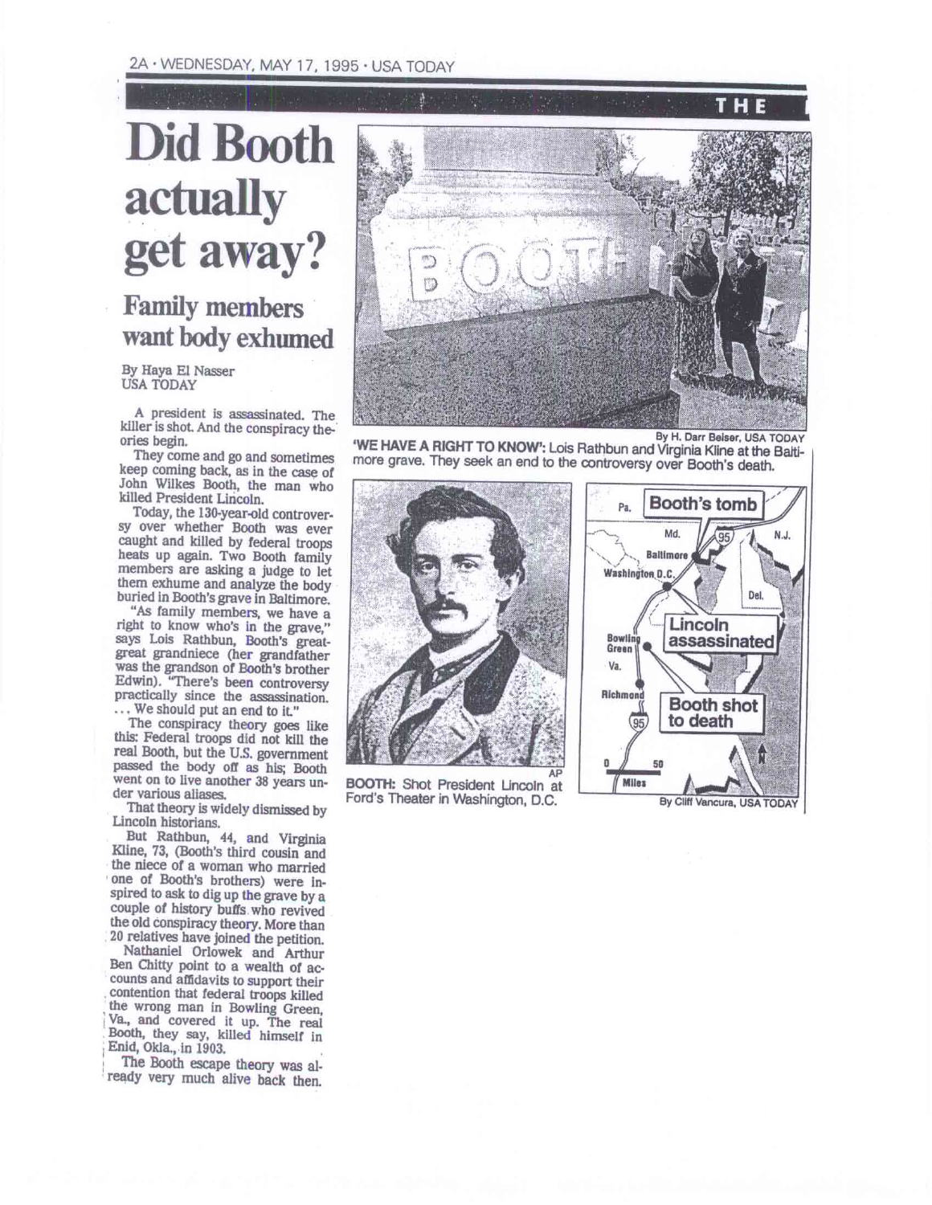# Did Booth actually get away?

## Family members want body exhumed

By Haya El Nasser
USA TODAY

A president is assassinated. The killer is shot. And the conspiracy theories begin.

They come and go and sometimes keep coming back, as in the case of John Wilkes Booth, the man who killed President Lincoln.

Today, the 130-year-old controversy over whether Booth was ever caught and killed by federal troops heats up again. Two Booth family members are asking a judge to let them exhume and analyze the body buried in Booth's grave in Baltimore.

"As family members, we have a right to know who's in the grave," says Lois Rathbun, Booth's great-great grandniece (her grandfather was the grandson of Booth's brother Edwin). "There's been controversy practically since the assassination. ... We should put an end to it."

The conspiracy theory goes like this: Federal troops did not kill the real Booth, but the U.S. government passed the body off as his; Booth went on to live another 38 years under various aliases.

That theory is widely dismissed by Lincoln historians.

But Rathbun, 44, and Virginia Kline, 73, (Booth's third cousin and the niece of a woman who married one of Booth's brothers) were inspired to ask to dig up the grave by a couple of history buffs who revived the old conspiracy theory. More than 20 relatives have joined the petition.

Nathaniel Orlowek and Arthur Ben Chitty point to a wealth of accounts and affidavits to support their contention that federal troops killed the wrong man in Bowling Green, Va., and covered it up. The real Booth, they say, killed himself in Enid, Okla., in 1903.

The Booth escape theory was already very much alive back then.

By H. Darr Beiser, USA TODAY

**'WE HAVE A RIGHT TO KNOW':** Lois Rathbun and Virginia Kline at the Baltimore grave. They seek an end to the controversy over Booth's death.

AP

**BOOTH:** Shot President Lincoln at Ford's Theater in Washington, D.C.

Booth's tomb — Baltimore; Lincoln assassinated — Washington, D.C.; Booth shot to death — Bowling Green, Va.

By Cliff Vancura, USA TODAY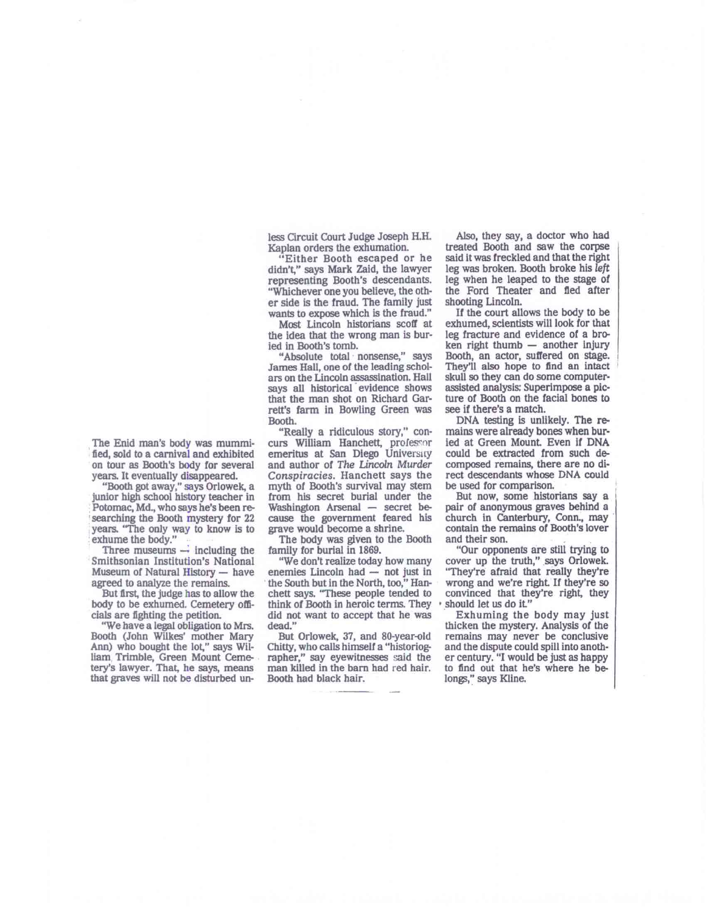The Enid man's body was mummified, sold to a carnival and exhibited on tour as Booth's body for several years. It eventually disappeared.

"Booth got away," says Orlowek, a junior high school history teacher in Potomac, Md., who says he's been researching the Booth mystery for 22 years. "The only way to know is to exhume the body."

Three museums — including the Smithsonian Institution's National Museum of Natural History — have agreed to analyze the remains.

But first, the judge has to allow the body to be exhumed. Cemetery officials are fighting the petition.

"We have a legal obligation to Mrs. Booth (John Wilkes' mother Mary Ann) who bought the lot," says William Trimble, Green Mount Cemetery's lawyer. That, he says, means that graves will not be disturbed unless Circuit Court Judge Joseph H.H. Kaplan orders the exhumation.

"Either Booth escaped or he didn't," says Mark Zaid, the lawyer representing Booth's descendants. "Whichever one you believe, the other side is the fraud. The family just wants to expose which is the fraud."

Most Lincoln historians scoff at the idea that the wrong man is buried in Booth's tomb.

"Absolute total nonsense," says James Hall, one of the leading scholars on the Lincoln assassination. Hall says all historical evidence shows that the man shot on Richard Garrett's farm in Bowling Green was Booth.

"Really a ridiculous story," concurs William Hanchett, professor emeritus at San Diego University and author of *The Lincoln Murder Conspiracies*. Hanchett says the myth of Booth's survival may stem from his secret burial under the Washington Arsenal — secret because the government feared his grave would become a shrine.

The body was given to the Booth family for burial in 1869.

"We don't realize today how many enemies Lincoln had — not just in the South but in the North, too," Hanchett says. "These people tended to think of Booth in heroic terms. They did not want to accept that he was dead."

But Orlowek, 37, and 80-year-old Chitty, who calls himself a "historiographer," say eyewitnesses said the man killed in the barn had red hair. Booth had black hair.

Also, they say, a doctor who had treated Booth and saw the corpse said it was freckled and that the right leg was broken. Booth broke his *left* leg when he leaped to the stage of the Ford Theater and fled after shooting Lincoln.

If the court allows the body to be exhumed, scientists will look for that leg fracture and evidence of a broken right thumb — another injury Booth, an actor, suffered on stage. They'll also hope to find an intact skull so they can do some computer-assisted analysis: Superimpose a picture of Booth on the facial bones to see if there's a match.

DNA testing is unlikely. The remains were already bones when buried at Green Mount. Even if DNA could be extracted from such decomposed remains, there are no direct descendants whose DNA could be used for comparison.

But now, some historians say a pair of anonymous graves behind a church in Canterbury, Conn., may contain the remains of Booth's lover and their son.

"Our opponents are still trying to cover up the truth," says Orlowek. "They're afraid that really they're wrong and we're right. If they're so convinced that they're right, they should let us do it."

Exhuming the body may just thicken the mystery. Analysis of the remains may never be conclusive and the dispute could spill into another century. "I would be just as happy to find out that he's where he belongs," says Kline.